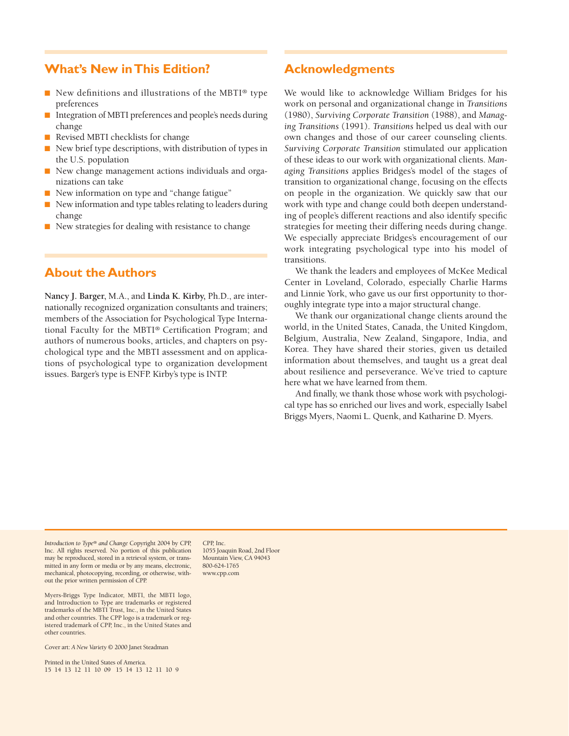## What's New in This Edition?

- New definitions and illustrations of the MBTI® type preferences
- Integration of MBTI preferences and people's needs during change
- Revised MBTI checklists for change
- New brief type descriptions, with distribution of types in the U.S. population
- New change management actions individuals and organizations can take
- New information on type and "change fatigue"
- New information and type tables relating to leaders during change
- New strategies for dealing with resistance to change

## About the Authors

**Nancy J. Barger**, M.A., and **Linda K. Kirby**, Ph.D., are internationally recognized organization consultants and trainers; members of the Association for Psychological Type International Faculty for the MBTI® Certification Program; and authors of numerous books, articles, and chapters on psychological type and the MBTI assessment and on applications of psychological type to organization development issues. Barger's type is ENFP. Kirby's type is INTP.

## Acknowledgments

We would like to acknowledge William Bridges for his work on personal and organizational change in *Transitions* (1980), *Surviving Corporate Transition* (1988), and *Managing Transitions* (1991). *Transitions* helped us deal with our own changes and those of our career counseling clients. *Surviving Corporate Transition* stimulated our application of these ideas to our work with organizational clients. *Managing Transitions* applies Bridges's model of the stages of transition to organizational change, focusing on the effects on people in the organization. We quickly saw that our work with type and change could both deepen understanding of people's different reactions and also identify specific strategies for meeting their differing needs during change. We especially appreciate Bridges's encouragement of our work integrating psychological type into his model of transitions.

We thank the leaders and employees of McKee Medical Center in Loveland, Colorado, especially Charlie Harms and Linnie York, who gave us our first opportunity to thoroughly integrate type into a major structural change.

We thank our organizational change clients around the world, in the United States, Canada, the United Kingdom, Belgium, Australia, New Zealand, Singapore, India, and Korea. They have shared their stories, given us detailed information about themselves, and taught us a great deal about resilience and perseverance. We've tried to capture here what we have learned from them.

And finally, we thank those whose work with psychological type has so enriched our lives and work, especially Isabel Briggs Myers, Naomi L. Quenk, and Katharine D. Myers.

---

*Introduction to Type® and Change* Copyright 2004 by CPP, Inc. All rights reserved. No portion of this publication may be reproduced, stored in a retrieval system, or transmitted in any form or media or by any means, electronic, mechanical, photocopying, recording, or otherwise, without the prior written permission of CPP.

Myers-Briggs Type Indicator, MBTI, the MBTI logo, and Introduction to Type are trademarks or registered trademarks of the MBTI Trust, Inc., in the United States and other countries. The CPP logo is a trademark or registered trademark of CPP, Inc., in the United States and other countries.

Cover art: *A New Variety* © 2000 Janet Steadman

Printed in the United States of America.
15 14 13 12 11 10 09 15 14 13 12 11 10 9

CPP, Inc.
1055 Joaquin Road, 2nd Floor
Mountain View, CA 94043
800-624-1765
www.cpp.com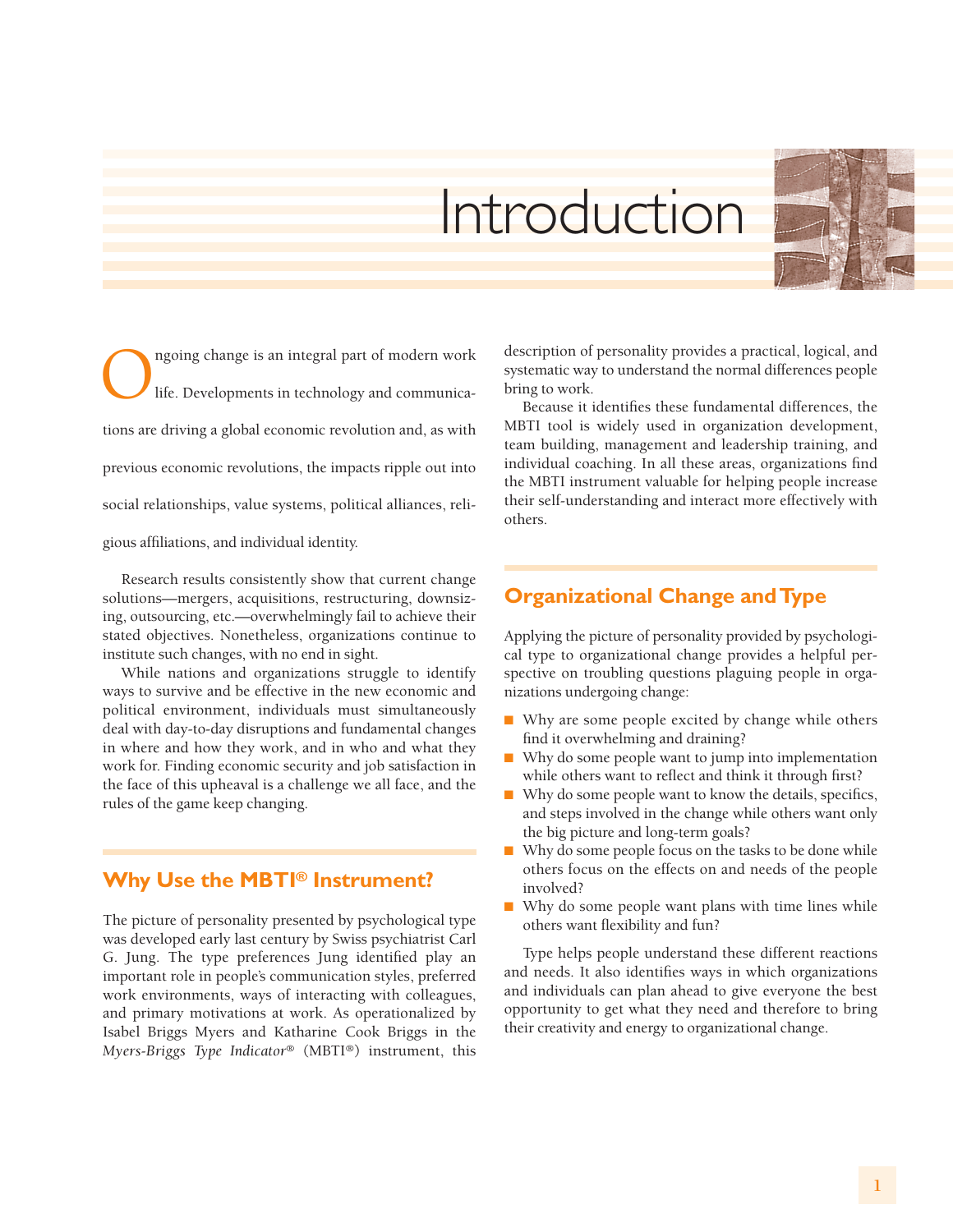# Introduction

Ongoing change is an integral part of modern work life. Developments in technology and communications are driving a global economic revolution and, as with previous economic revolutions, the impacts ripple out into social relationships, value systems, political alliances, religious affiliations, and individual identity.

Research results consistently show that current change solutions—mergers, acquisitions, restructuring, downsizing, outsourcing, etc.—overwhelmingly fail to achieve their stated objectives. Nonetheless, organizations continue to institute such changes, with no end in sight.

While nations and organizations struggle to identify ways to survive and be effective in the new economic and political environment, individuals must simultaneously deal with day-to-day disruptions and fundamental changes in where and how they work, and in who and what they work for. Finding economic security and job satisfaction in the face of this upheaval is a challenge we all face, and the rules of the game keep changing.

## Why Use the MBTI® Instrument?

The picture of personality presented by psychological type was developed early last century by Swiss psychiatrist Carl G. Jung. The type preferences Jung identified play an important role in people's communication styles, preferred work environments, ways of interacting with colleagues, and primary motivations at work. As operationalized by Isabel Briggs Myers and Katharine Cook Briggs in the *Myers-Briggs Type Indicator®* (MBTI®) instrument, this description of personality provides a practical, logical, and systematic way to understand the normal differences people bring to work.

Because it identifies these fundamental differences, the MBTI tool is widely used in organization development, team building, management and leadership trainings, and individual coaching. In all these areas, organizations find the MBTI instrument valuable for helping people increase their self-understanding and interact more effectively with others.

## Organizational Change and Type

Applying the picture of personality provided by psychological type to organizational change provides a helpful perspective on troubling questions plaguing people in organizations undergoing change:

- Why are some people excited by change while others find it overwhelming and draining?
- Why do some people want to jump into implementation while others want to reflect and think it through first?
- Why do some people want to know the details, specifics, and steps involved in the change while others want only the big picture and long-term goals?
- Why do some people focus on the tasks to be done while others focus on the effects on and needs of the people involved?
- Why do some people want plans with time lines while others want flexibility and fun?

Type helps people understand these different reactions and needs. It also identifies ways in which organizations and individuals can plan ahead to give everyone the best opportunity to get what they need and therefore to bring their creativity and energy to organizational change.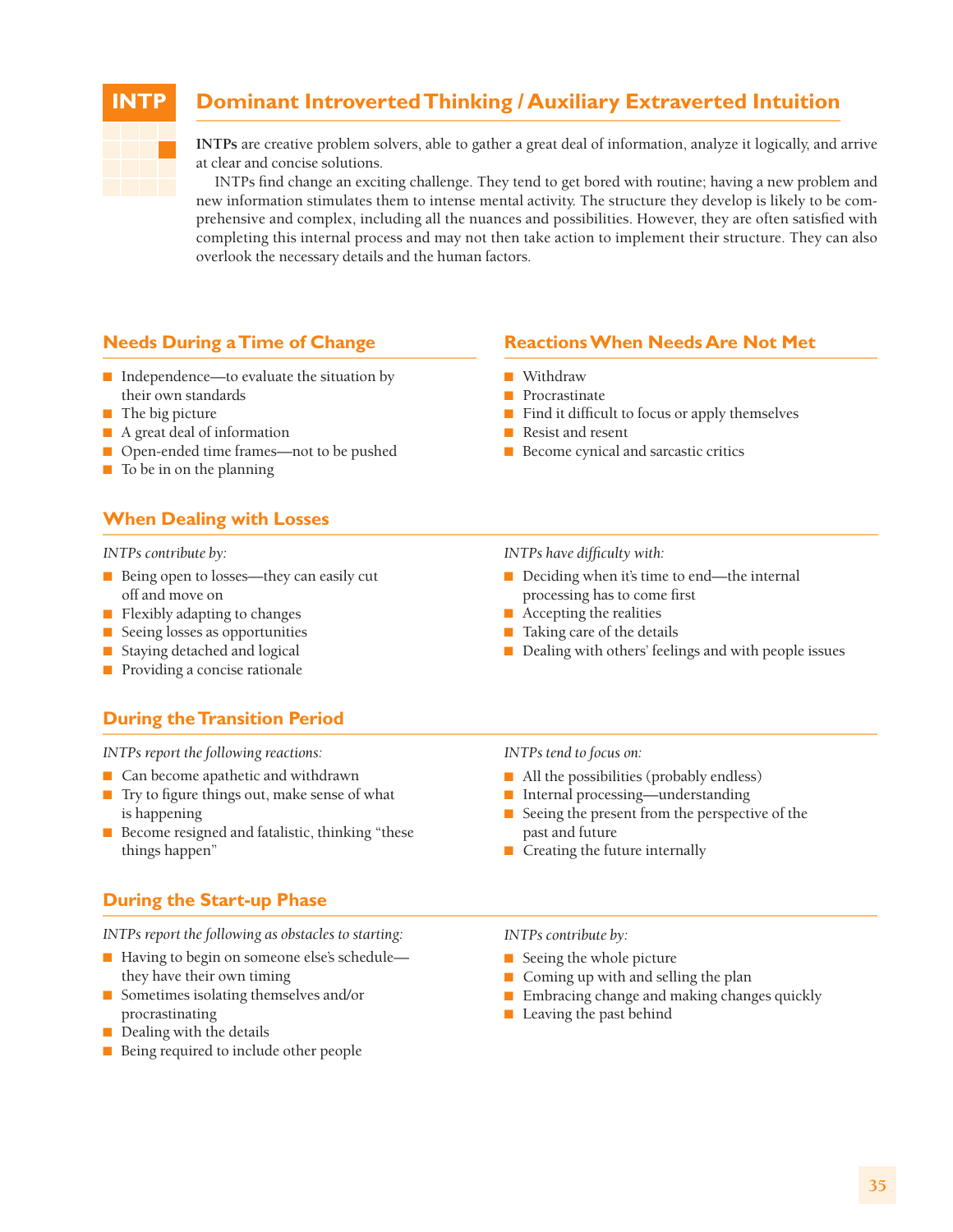# INTP

## Dominant Introverted Thinking / Auxiliary Extraverted Intuition

**INTPs** are creative problem solvers, able to gather a great deal of information, analyze it logically, and arrive at clear and concise solutions.

INTPs find change an exciting challenge. They tend to get bored with routine; having a new problem and new information stimulates them to intense mental activity. The structure they develop is likely to be comprehensive and complex, including all the nuances and possibilities. However, they are often satisfied with completing this internal process and may not then take action to implement their structure. They can also overlook the necessary details and the human factors.

### Needs During a Time of Change

- Independence—to evaluate the situation by their own standards
- The big picture
- A great deal of information
- Open-ended time frames—not to be pushed
- To be in on the planning

### Reactions When Needs Are Not Met

- Withdraw
- Procrastinate
- Find it difficult to focus or apply themselves
- Resist and resent
- Become cynical and sarcastic critics

### When Dealing with Losses

*INTPs contribute by:*

- Being open to losses—they can easily cut off and move on
- Flexibly adapting to changes
- Seeing losses as opportunities
- Staying detached and logical
- Providing a concise rationale

*INTPs have difficulty with:*

- Deciding when it's time to end—the internal processing has to come first
- Accepting the realities
- Taking care of the details
- Dealing with others' feelings and with people issues

### During the Transition Period

*INTPs report the following reactions:*

- Can become apathetic and withdrawn
- Try to figure things out, make sense of what is happening
- Become resigned and fatalistic, thinking "these things happen"

*INTPs tend to focus on:*

- All the possibilities (probably endless)
- Internal processing—understanding
- Seeing the present from the perspective of the past and future
- Creating the future internally

### During the Start-up Phase

*INTPs report the following as obstacles to starting:*

- Having to begin on someone else's schedule—they have their own timing
- Sometimes isolating themselves and/or procrastinating
- Dealing with the details
- Being required to include other people

*INTPs contribute by:*

- Seeing the whole picture
- Coming up with and selling the plan
- Embracing change and making changes quickly
- Leaving the past behind